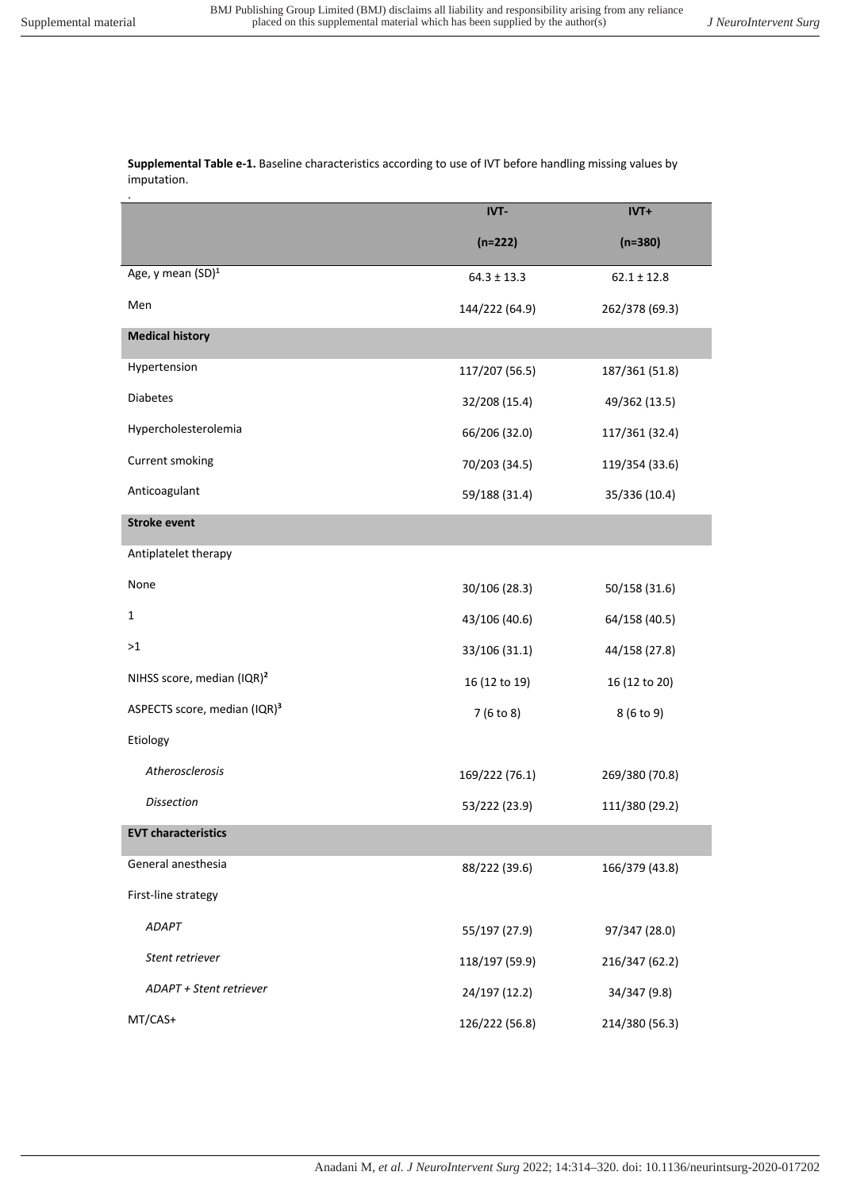**Supplemental Table e-1.** Baseline characteristics according to use of IVT before handling missing values by imputation.

| | IVT- (n=222) | IVT+ (n=380) |
|---|---|---|
| Age, y mean (SD)[1] | 64.3 ± 13.3 | 62.1 ± 12.8 |
| Men | 144/222 (64.9) | 262/378 (69.3) |
| **Medical history** | | |
| Hypertension | 117/207 (56.5) | 187/361 (51.8) |
| Diabetes | 32/208 (15.4) | 49/362 (13.5) |
| Hypercholesterolemia | 66/206 (32.0) | 117/361 (32.4) |
| Current smoking | 70/203 (34.5) | 119/354 (33.6) |
| Anticoagulant | 59/188 (31.4) | 35/336 (10.4) |
| **Stroke event** | | |
| Antiplatelet therapy | | |
| None | 30/106 (28.3) | 50/158 (31.6) |
| 1 | 43/106 (40.6) | 64/158 (40.5) |
| >1 | 33/106 (31.1) | 44/158 (27.8) |
| NIHSS score, median (IQR)[2] | 16 (12 to 19) | 16 (12 to 20) |
| ASPECTS score, median (IQR)[3] | 7 (6 to 8) | 8 (6 to 9) |
| Etiology | | |
| *Atherosclerosis* | 169/222 (76.1) | 269/380 (70.8) |
| *Dissection* | 53/222 (23.9) | 111/380 (29.2) |
| **EVT characteristics** | | |
| General anesthesia | 88/222 (39.6) | 166/379 (43.8) |
| First-line strategy | | |
| *ADAPT* | 55/197 (27.9) | 97/347 (28.0) |
| *Stent retriever* | 118/197 (59.9) | 216/347 (62.2) |
| *ADAPT + Stent retriever* | 24/197 (12.2) | 34/347 (9.8) |
| MT/CAS+ | 126/222 (56.8) | 214/380 (56.3) |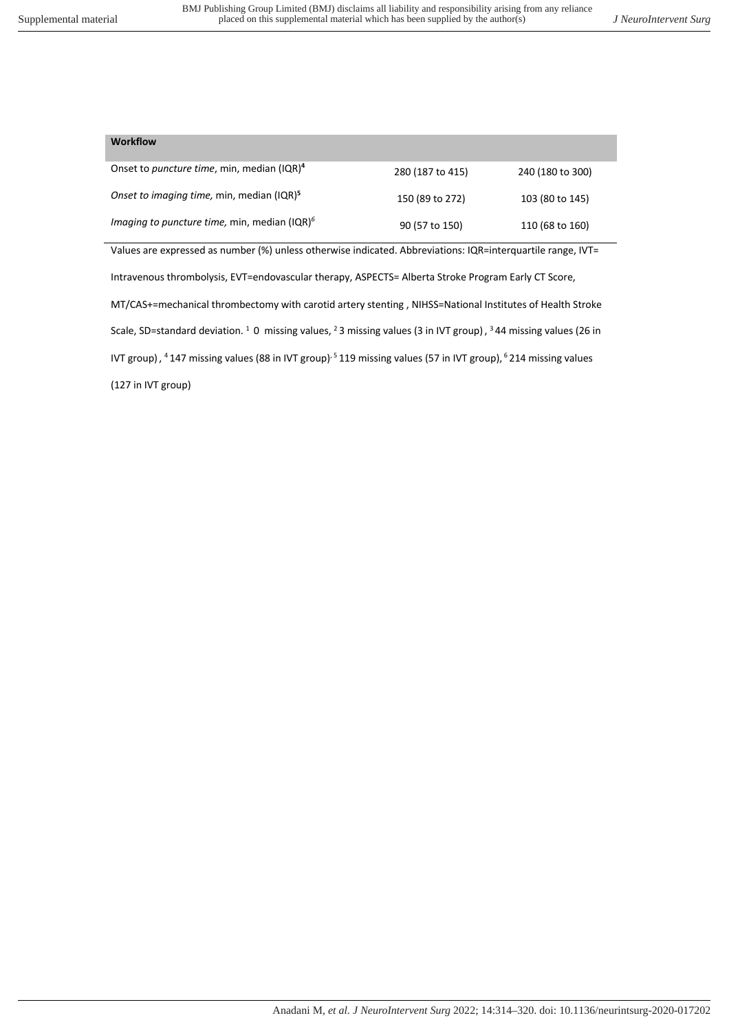| Workflow | | |
|---|---|---|
| Onset to *puncture time*, min, median (IQR)[4] | 280 (187 to 415) | 240 (180 to 300) |
| *Onset to imaging time,* min, median (IQR)[5] | 150 (89 to 272) | 103 (80 to 145) |
| *Imaging to puncture time,* min, median (IQR)[6] | 90 (57 to 150) | 110 (68 to 160) |

Values are expressed as number (%) unless otherwise indicated. Abbreviations: IQR=interquartile range, IVT= Intravenous thrombolysis, EVT=endovascular therapy, ASPECTS= Alberta Stroke Program Early CT Score, MT/CAS+=mechanical thrombectomy with carotid artery stenting , NIHSS=National Institutes of Health Stroke Scale, SD=standard deviation. [1] 0 missing values, [2] 3 missing values (3 in IVT group) , [3] 44 missing values (26 in IVT group) , [4] 147 missing values (88 in IVT group), [5] 119 missing values (57 in IVT group), [6] 214 missing values (127 in IVT group)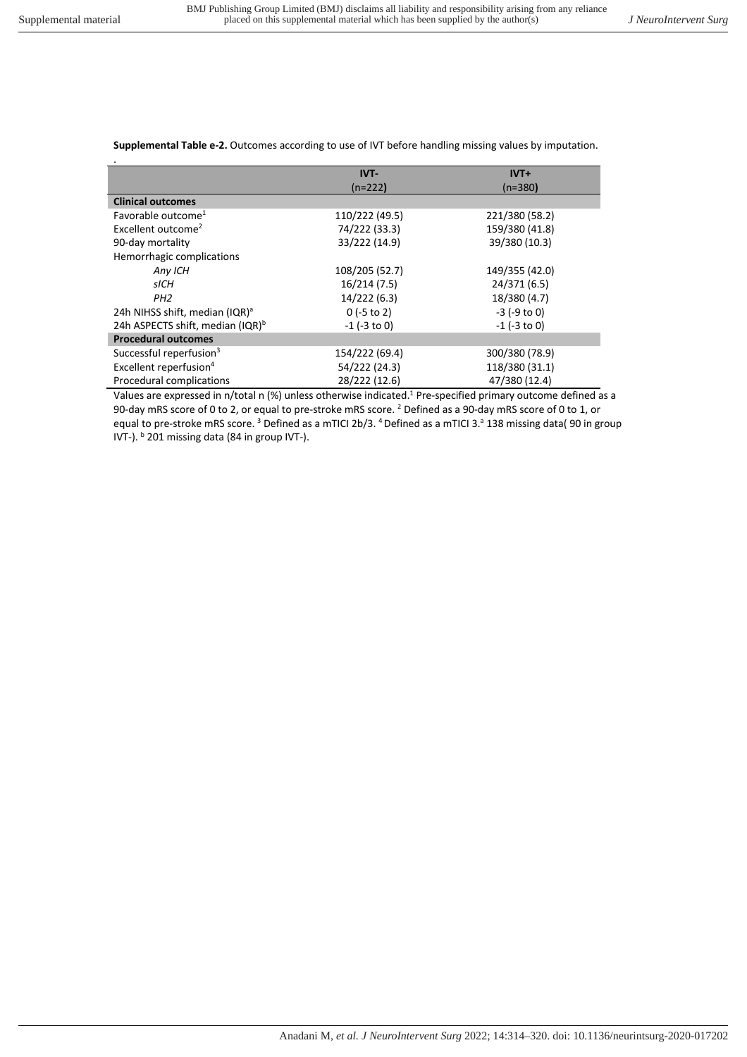**Supplemental Table e-2.** Outcomes according to use of IVT before handling missing values by imputation.

| | IVT- (n=222) | IVT+ (n=380) |
|---|---|---|
| **Clinical outcomes** | | |
| Favorable outcome[1] | 110/222 (49.5) | 221/380 (58.2) |
| Excellent outcome[2] | 74/222 (33.3) | 159/380 (41.8) |
| 90-day mortality | 33/222 (14.9) | 39/380 (10.3) |
| Hemorrhagic complications | | |
| *Any ICH* | 108/205 (52.7) | 149/355 (42.0) |
| *sICH* | 16/214 (7.5) | 24/371 (6.5) |
| *PH2* | 14/222 (6.3) | 18/380 (4.7) |
| 24h NIHSS shift, median (IQR)[a] | 0 (-5 to 2) | -3 (-9 to 0) |
| 24h ASPECTS shift, median (IQR)[b] | -1 (-3 to 0) | -1 (-3 to 0) |
| **Procedural outcomes** | | |
| Successful reperfusion[3] | 154/222 (69.4) | 300/380 (78.9) |
| Excellent reperfusion[4] | 54/222 (24.3) | 118/380 (31.1) |
| Procedural complications | 28/222 (12.6) | 47/380 (12.4) |

Values are expressed in n/total n (%) unless otherwise indicated.[1] Pre-specified primary outcome defined as a 90-day mRS score of 0 to 2, or equal to pre-stroke mRS score. [2] Defined as a 90-day mRS score of 0 to 1, or equal to pre-stroke mRS score. [3] Defined as a mTICI 2b/3. [4] Defined as a mTICI 3.[a] 138 missing data( 90 in group IVT-). [b] 201 missing data (84 in group IVT-).